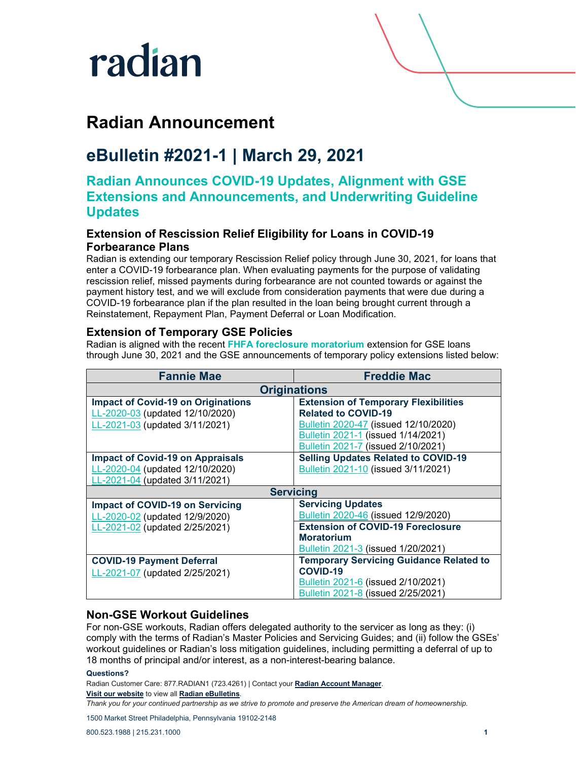radian

# Radian Announcement

# eBulletin #2021-1 | March 29, 2021

## Radian Announces COVID-19 Updates, Alignment with GSE Extensions and Announcements, and Underwriting Guideline Updates

### Extension of Rescission Relief Eligibility for Loans in COVID-19 Forbearance Plans

Radian is extending our temporary Rescission Relief policy through June 30, 2021, for loans that enter a COVID-19 forbearance plan. When evaluating payments for the purpose of validating rescission relief, missed payments during forbearance are not counted towards or against the payment history test, and we will exclude from consideration payments that were due during a COVID-19 forbearance plan if the plan resulted in the loan being brought current through a Reinstatement, Repayment Plan, Payment Deferral or Loan Modification.

### Extension of Temporary GSE Policies

Radian is aligned with the recent **FHFA foreclosure moratorium** extension for GSE loans through June 30, 2021 and the GSE announcements of temporary policy extensions listed below:

| Fannie Mae | Freddie Mac |
|---|---|
| **Originations** | |
| **Impact of Covid-19 on Originations**<br>LL-2020-03 (updated 12/10/2020)<br>LL-2021-03 (updated 3/11/2021) | **Extension of Temporary Flexibilities Related to COVID-19**<br>Bulletin 2020-47 (issued 12/10/2020)<br>Bulletin 2021-1 (issued 1/14/2021)<br>Bulletin 2021-7 (issued 2/10/2021) |
| **Impact of Covid-19 on Appraisals**<br>LL-2020-04 (updated 12/10/2020)<br>LL-2021-04 (updated 3/11/2021) | **Selling Updates Related to COVID-19**<br>Bulletin 2021-10 (issued 3/11/2021) |
| **Servicing** | |
| **Impact of COVID-19 on Servicing**<br>LL-2020-02 (updated 12/9/2020)<br>LL-2021-02 (updated 2/25/2021) | **Servicing Updates**<br>Bulletin 2020-46 (issued 12/9/2020)<br>**Extension of COVID-19 Foreclosure Moratorium**<br>Bulletin 2021-3 (issued 1/20/2021) |
| **COVID-19 Payment Deferral**<br>LL-2021-07 (updated 2/25/2021) | **Temporary Servicing Guidance Related to COVID-19**<br>Bulletin 2021-6 (issued 2/10/2021)<br>Bulletin 2021-8 (issued 2/25/2021) |

### Non-GSE Workout Guidelines

For non-GSE workouts, Radian offers delegated authority to the servicer as long as they: (i) comply with the terms of Radian's Master Policies and Servicing Guides; and (ii) follow the GSEs' workout guidelines or Radian's loss mitigation guidelines, including permitting a deferral of up to 18 months of principal and/or interest, as a non-interest-bearing balance.

**Questions?**

Radian Customer Care: 877.RADIAN1 (723.4261) | Contact your **Radian Account Manager**.

**Visit our website** to view all **Radian eBulletins**.

*Thank you for your continued partnership as we strive to promote and preserve the American dream of homeownership.*

1500 Market Street Philadelphia, Pennsylvania 19102-2148

800.523.1988 | 215.231.1000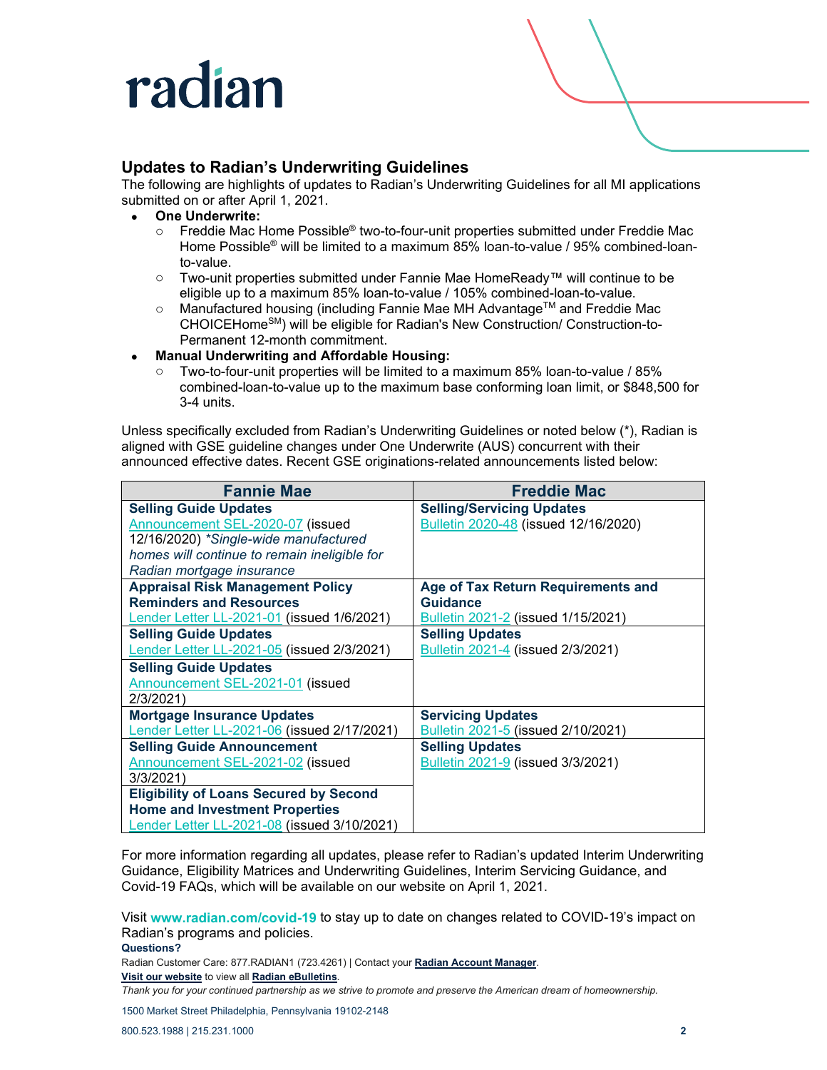radian

## Updates to Radian's Underwriting Guidelines

The following are highlights of updates to Radian's Underwriting Guidelines for all MI applications submitted on or after April 1, 2021.

- **One Underwrite:**
  - Freddie Mac Home Possible® two-to-four-unit properties submitted under Freddie Mac Home Possible® will be limited to a maximum 85% loan-to-value / 95% combined-loan-to-value.
  - Two-unit properties submitted under Fannie Mae HomeReady™ will continue to be eligible up to a maximum 85% loan-to-value / 105% combined-loan-to-value.
  - Manufactured housing (including Fannie Mae MH Advantage™ and Freddie Mac CHOICEHome℠) will be eligible for Radian's New Construction/ Construction-to-Permanent 12-month commitment.
- **Manual Underwriting and Affordable Housing:**
  - Two-to-four-unit properties will be limited to a maximum 85% loan-to-value / 85% combined-loan-to-value up to the maximum base conforming loan limit, or $848,500 for 3-4 units.

Unless specifically excluded from Radian's Underwriting Guidelines or noted below (*), Radian is aligned with GSE guideline changes under One Underwrite (AUS) concurrent with their announced effective dates. Recent GSE originations-related announcements listed below:

| Fannie Mae | Freddie Mac |
|---|---|
| **Selling Guide Updates**<br>Announcement SEL-2020-07 (issued 12/16/2020) **Single-wide manufactured homes will continue to remain ineligible for Radian mortgage insurance* | **Selling/Servicing Updates**<br>Bulletin 2020-48 (issued 12/16/2020) |
| **Appraisal Risk Management Policy Reminders and Resources**<br>Lender Letter LL-2021-01 (issued 1/6/2021) | **Age of Tax Return Requirements and Guidance**<br>Bulletin 2021-2 (issued 1/15/2021) |
| **Selling Guide Updates**<br>Lender Letter LL-2021-05 (issued 2/3/2021)<br>**Selling Guide Updates**<br>Announcement SEL-2021-01 (issued 2/3/2021) | **Selling Updates**<br>Bulletin 2021-4 (issued 2/3/2021) |
| **Mortgage Insurance Updates**<br>Lender Letter LL-2021-06 (issued 2/17/2021) | **Servicing Updates**<br>Bulletin 2021-5 (issued 2/10/2021) |
| **Selling Guide Announcement**<br>Announcement SEL-2021-02 (issued 3/3/2021)<br>**Eligibility of Loans Secured by Second Home and Investment Properties**<br>Lender Letter LL-2021-08 (issued 3/10/2021) | **Selling Updates**<br>Bulletin 2021-9 (issued 3/3/2021) |

For more information regarding all updates, please refer to Radian's updated Interim Underwriting Guidance, Eligibility Matrices and Underwriting Guidelines, Interim Servicing Guidance, and Covid-19 FAQs, which will be available on our website on April 1, 2021.

Visit **www.radian.com/covid-19** to stay up to date on changes related to COVID-19's impact on Radian's programs and policies.

**Questions?**

Radian Customer Care: 877.RADIAN1 (723.4261) | Contact your **Radian Account Manager**.

**Visit our website** to view all **Radian eBulletins**.

*Thank you for your continued partnership as we strive to promote and preserve the American dream of homeownership.*

1500 Market Street Philadelphia, Pennsylvania 19102-2148

800.523.1988 | 215.231.1000